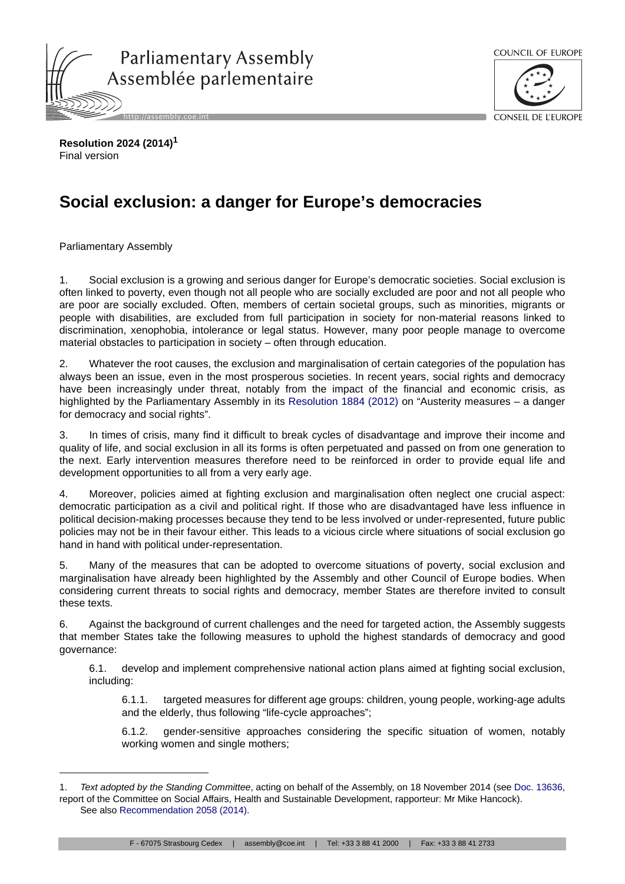**Resolution 2024 (2014)**[1]
Final version

# Social exclusion: a danger for Europe's democracies

Parliamentary Assembly

1. Social exclusion is a growing and serious danger for Europe's democratic societies. Social exclusion is often linked to poverty, even though not all people who are socially excluded are poor and not all people who are poor are socially excluded. Often, members of certain societal groups, such as minorities, migrants or people with disabilities, are excluded from full participation in society for non-material reasons linked to discrimination, xenophobia, intolerance or legal status. However, many poor people manage to overcome material obstacles to participation in society – often through education.

2. Whatever the root causes, the exclusion and marginalisation of certain categories of the population has always been an issue, even in the most prosperous societies. In recent years, social rights and democracy have been increasingly under threat, notably from the impact of the financial and economic crisis, as highlighted by the Parliamentary Assembly in its Resolution 1884 (2012) on "Austerity measures – a danger for democracy and social rights".

3. In times of crisis, many find it difficult to break cycles of disadvantage and improve their income and quality of life, and social exclusion in all its forms is often perpetuated and passed on from one generation to the next. Early intervention measures therefore need to be reinforced in order to provide equal life and development opportunities to all from a very early age.

4. Moreover, policies aimed at fighting exclusion and marginalisation often neglect one crucial aspect: democratic participation as a civil and political right. If those who are disadvantaged have less influence in political decision-making processes because they tend to be less involved or under-represented, future public policies may not be in their favour either. This leads to a vicious circle where situations of social exclusion go hand in hand with political under-representation.

5. Many of the measures that can be adopted to overcome situations of poverty, social exclusion and marginalisation have already been highlighted by the Assembly and other Council of Europe bodies. When considering current threats to social rights and democracy, member States are therefore invited to consult these texts.

6. Against the background of current challenges and the need for targeted action, the Assembly suggests that member States take the following measures to uphold the highest standards of democracy and good governance:

6.1. develop and implement comprehensive national action plans aimed at fighting social exclusion, including:

6.1.1. targeted measures for different age groups: children, young people, working-age adults and the elderly, thus following "life-cycle approaches";

6.1.2. gender-sensitive approaches considering the specific situation of women, notably working women and single mothers;

---

1. *Text adopted by the Standing Committee*, acting on behalf of the Assembly, on 18 November 2014 (see Doc. 13636, report of the Committee on Social Affairs, Health and Sustainable Development, rapporteur: Mr Mike Hancock).
See also Recommendation 2058 (2014).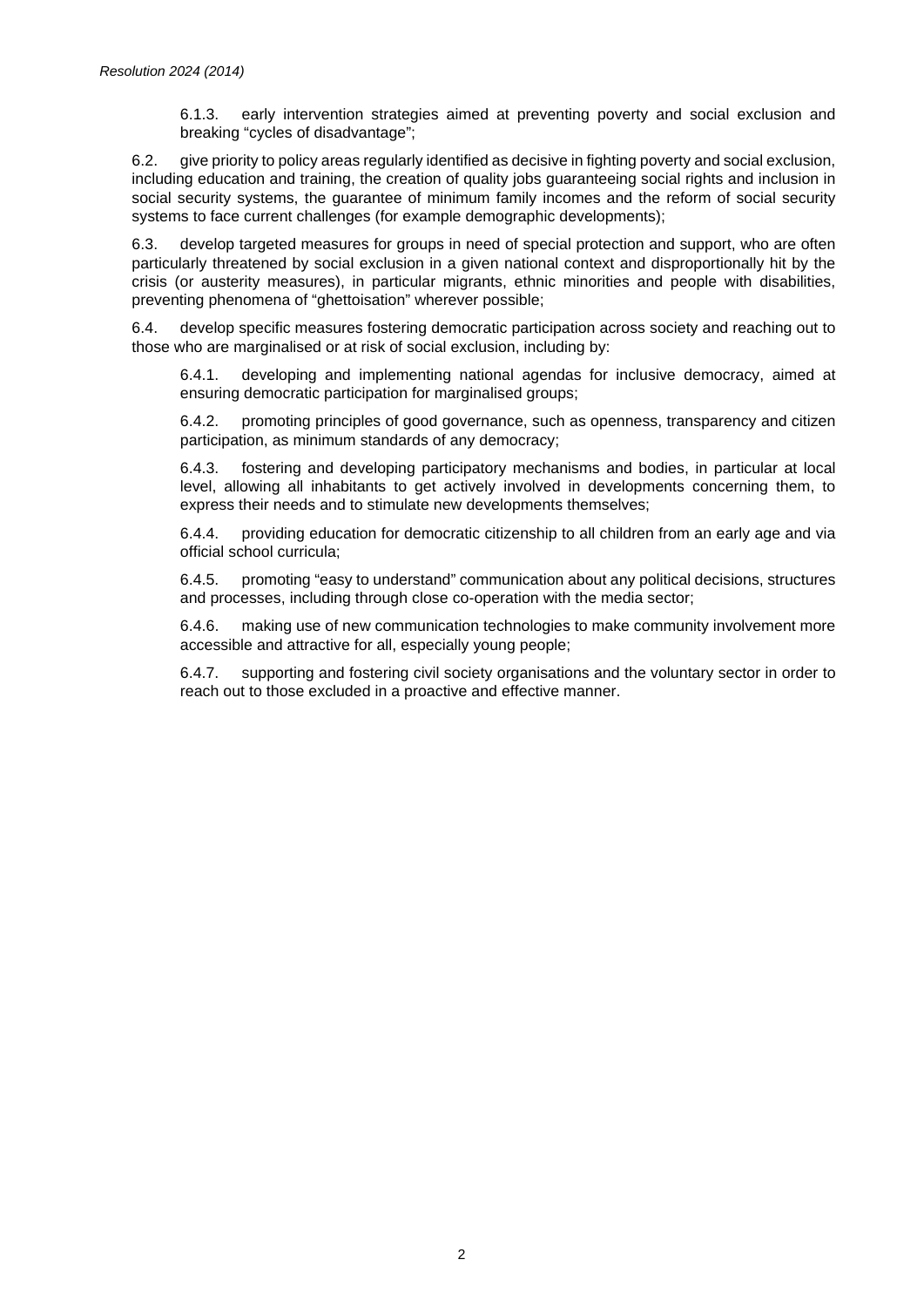6.1.3. early intervention strategies aimed at preventing poverty and social exclusion and breaking "cycles of disadvantage";

6.2. give priority to policy areas regularly identified as decisive in fighting poverty and social exclusion, including education and training, the creation of quality jobs guaranteeing social rights and inclusion in social security systems, the guarantee of minimum family incomes and the reform of social security systems to face current challenges (for example demographic developments);

6.3. develop targeted measures for groups in need of special protection and support, who are often particularly threatened by social exclusion in a given national context and disproportionally hit by the crisis (or austerity measures), in particular migrants, ethnic minorities and people with disabilities, preventing phenomena of "ghettoisation" wherever possible;

6.4. develop specific measures fostering democratic participation across society and reaching out to those who are marginalised or at risk of social exclusion, including by:

6.4.1. developing and implementing national agendas for inclusive democracy, aimed at ensuring democratic participation for marginalised groups;

6.4.2. promoting principles of good governance, such as openness, transparency and citizen participation, as minimum standards of any democracy;

6.4.3. fostering and developing participatory mechanisms and bodies, in particular at local level, allowing all inhabitants to get actively involved in developments concerning them, to express their needs and to stimulate new developments themselves;

6.4.4. providing education for democratic citizenship to all children from an early age and via official school curricula;

6.4.5. promoting "easy to understand" communication about any political decisions, structures and processes, including through close co-operation with the media sector;

6.4.6. making use of new communication technologies to make community involvement more accessible and attractive for all, especially young people;

6.4.7. supporting and fostering civil society organisations and the voluntary sector in order to reach out to those excluded in a proactive and effective manner.